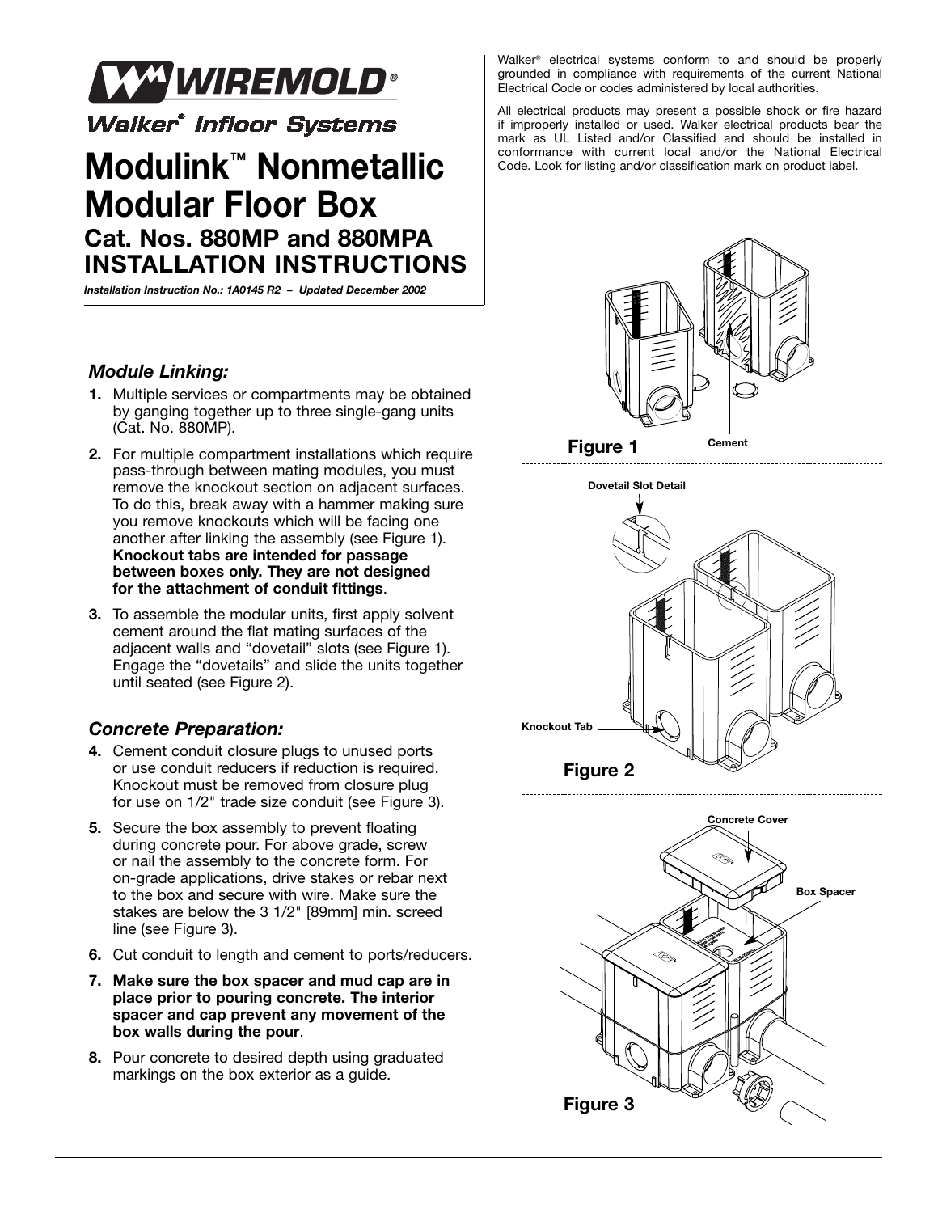# WIREMOLD®

Walker® Infloor Systems

# Modulink™ Nonmetallic Modular Floor Box

## Cat. Nos. 880MP and 880MPA INSTALLATION INSTRUCTIONS

***Installation Instruction No.: 1A0145 R2 – Updated December 2002***

Walker® electrical systems conform to and should be properly grounded in compliance with requirements of the current National Electrical Code or codes administered by local authorities.

All electrical products may present a possible shock or fire hazard if improperly installed or used. Walker electrical products bear the mark as UL Listed and/or Classified and should be installed in conformance with current local and/or the National Electrical Code. Look for listing and/or classification mark on product label.

### *Module Linking:*

1. Multiple services or compartments may be obtained by ganging together up to three single-gang units (Cat. No. 880MP).
2. For multiple compartment installations which require pass-through between mating modules, you must remove the knockout section on adjacent surfaces. To do this, break away with a hammer making sure you remove knockouts which will be facing one another after linking the assembly (see Figure 1). **Knockout tabs are intended for passage between boxes only. They are not designed for the attachment of conduit fittings**.
3. To assemble the modular units, first apply solvent cement around the flat mating surfaces of the adjacent walls and "dovetail" slots (see Figure 1). Engage the "dovetails" and slide the units together until seated (see Figure 2).

### *Concrete Preparation:*

4. Cement conduit closure plugs to unused ports or use conduit reducers if reduction is required. Knockout must be removed from closure plug for use on 1/2" trade size conduit (see Figure 3).
5. Secure the box assembly to prevent floating during concrete pour. For above grade, screw or nail the assembly to the concrete form. For on-grade applications, drive stakes or rebar next to the box and secure with wire. Make sure the stakes are below the 3 1/2" [89mm] min. screed line (see Figure 3).
6. Cut conduit to length and cement to ports/reducers.
7. **Make sure the box spacer and mud cap are in place prior to pouring concrete. The interior spacer and cap prevent any movement of the box walls during the pour**.
8. Pour concrete to desired depth using graduated markings on the box exterior as a guide.

Cement

**Figure 1**

Dovetail Slot Detail

Knockout Tab

**Figure 2**

Concrete Cover

Box Spacer

**Figure 3**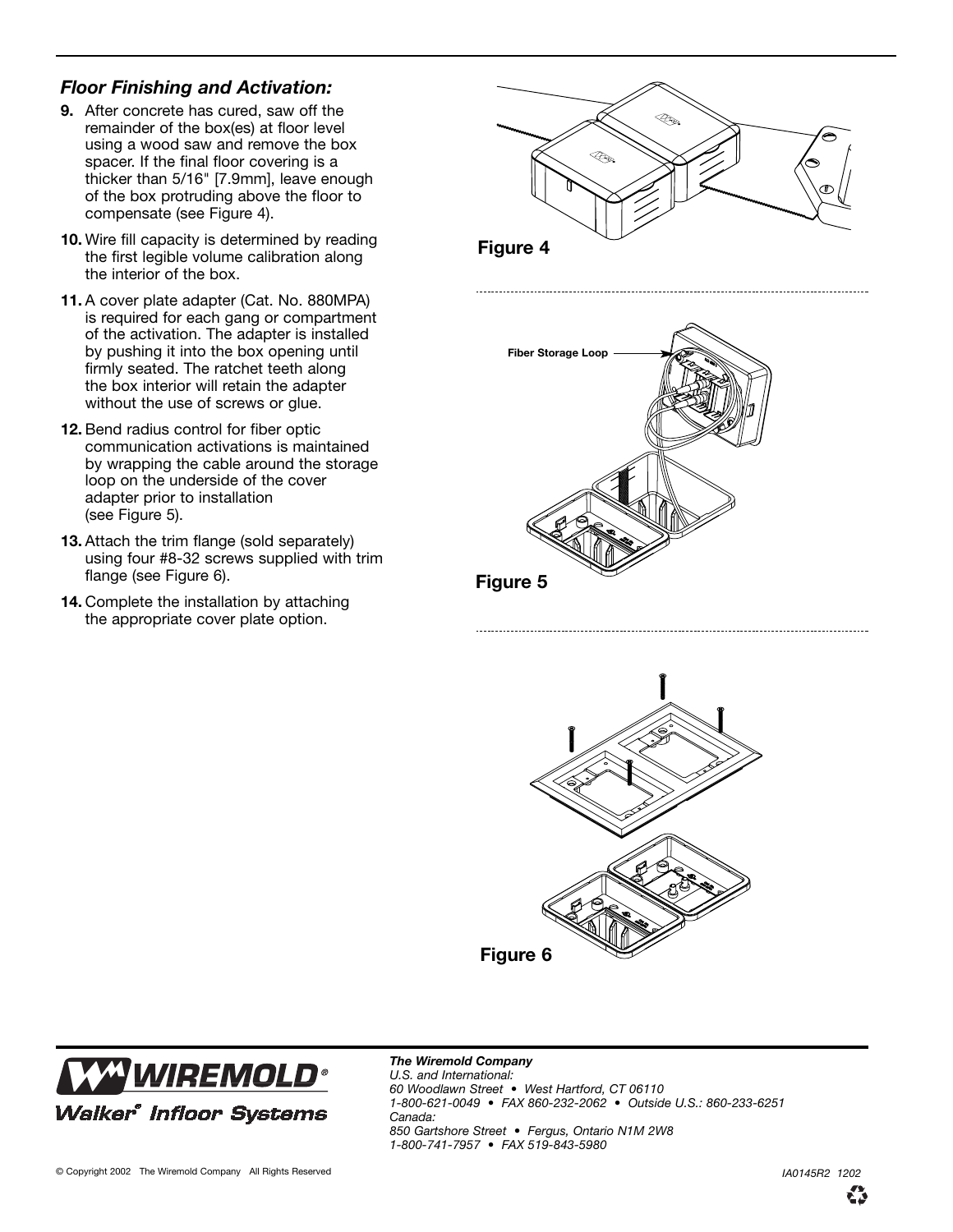## *Floor Finishing and Activation:*

9. After concrete has cured, saw off the remainder of the box(es) at floor level using a wood saw and remove the box spacer. If the final floor covering is a thicker than 5/16" [7.9mm], leave enough of the box protruding above the floor to compensate (see Figure 4).

10. Wire fill capacity is determined by reading the first legible volume calibration along the interior of the box.

11. A cover plate adapter (Cat. No. 880MPA) is required for each gang or compartment of the activation. The adapter is installed by pushing it into the box opening until firmly seated. The ratchet teeth along the box interior will retain the adapter without the use of screws or glue.

12. Bend radius control for fiber optic communication activations is maintained by wrapping the cable around the storage loop on the underside of the cover adapter prior to installation (see Figure 5).

13. Attach the trim flange (sold separately) using four #8-32 screws supplied with trim flange (see Figure 6).

14. Complete the installation by attaching the appropriate cover plate option.

**Figure 4**

Fiber Storage Loop

**Figure 5**

**Figure 6**

WIREMOLD®

Walker® Infloor Systems

***The Wiremold Company***
*U.S. and International:*
*60 Woodlawn Street • West Hartford, CT 06110*
*1-800-621-0049 • FAX 860-232-2062 • Outside U.S.: 860-233-6251*
*Canada:*
*850 Gartshore Street • Fergus, Ontario N1M 2W8*
*1-800-741-7957 • FAX 519-843-5980*

© Copyright 2002 The Wiremold Company All Rights Reserved

*IA0145R2 1202*